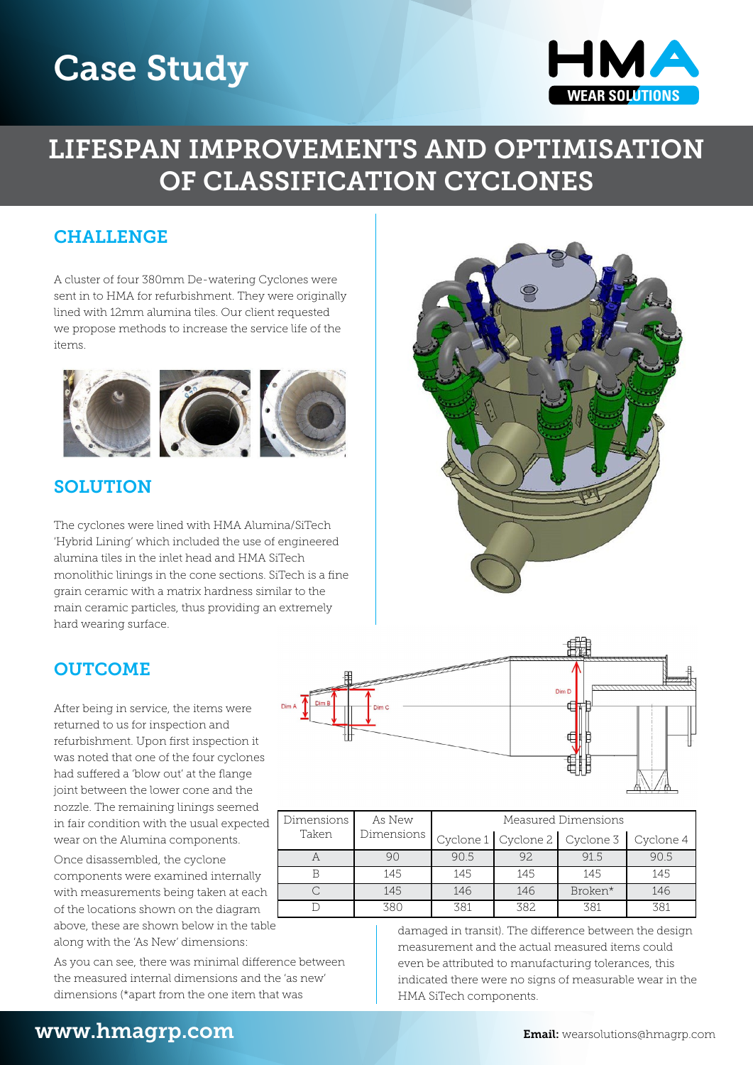# Case Study

HMA WEAR SOLUTIONS

# LIFESPAN IMPROVEMENTS AND OPTIMISATION OF CLASSIFICATION CYCLONES

## CHALLENGE

A cluster of four 380mm De-watering Cyclones were sent in to HMA for refurbishment. They were originally lined with 12mm alumina tiles. Our client requested we propose methods to increase the service life of the items.

## SOLUTION

The cyclones were lined with HMA Alumina/SiTech 'Hybrid Lining' which included the use of engineered alumina tiles in the inlet head and HMA SiTech monolithic linings in the cone sections. SiTech is a fine grain ceramic with a matrix hardness similar to the main ceramic particles, thus providing an extremely hard wearing surface.

## OUTCOME

After being in service, the items were returned to us for inspection and refurbishment. Upon first inspection it was noted that one of the four cyclones had suffered a 'blow out' at the flange joint between the lower cone and the nozzle. The remaining linings seemed in fair condition with the usual expected wear on the Alumina components.

Once disassembled, the cyclone components were examined internally with measurements being taken at each of the locations shown on the diagram above, these are shown below in the table along with the 'As New' dimensions:

Dim A

Dim B

Dim C

Dim D

| Dimensions Taken | As New Dimensions | Measured Dimensions | | | |
|---|---|---|---|---|---|
| | | Cyclone 1 | Cyclone 2 | Cyclone 3 | Cyclone 4 |
| A | 90 | 90.5 | 92 | 91.5 | 90.5 |
| B | 145 | 145 | 145 | 145 | 145 |
| C | 145 | 146 | 146 | Broken* | 146 |
| D | 380 | 381 | 382 | 381 | 381 |

As you can see, there was minimal difference between the measured internal dimensions and the 'as new' dimensions (*apart from the one item that was damaged in transit). The difference between the design measurement and the actual measured items could even be attributed to manufacturing tolerances, this indicated there were no signs of measurable wear in the HMA SiTech components.

www.hmagrp.com

**Email:** wearsolutions@hmagrp.com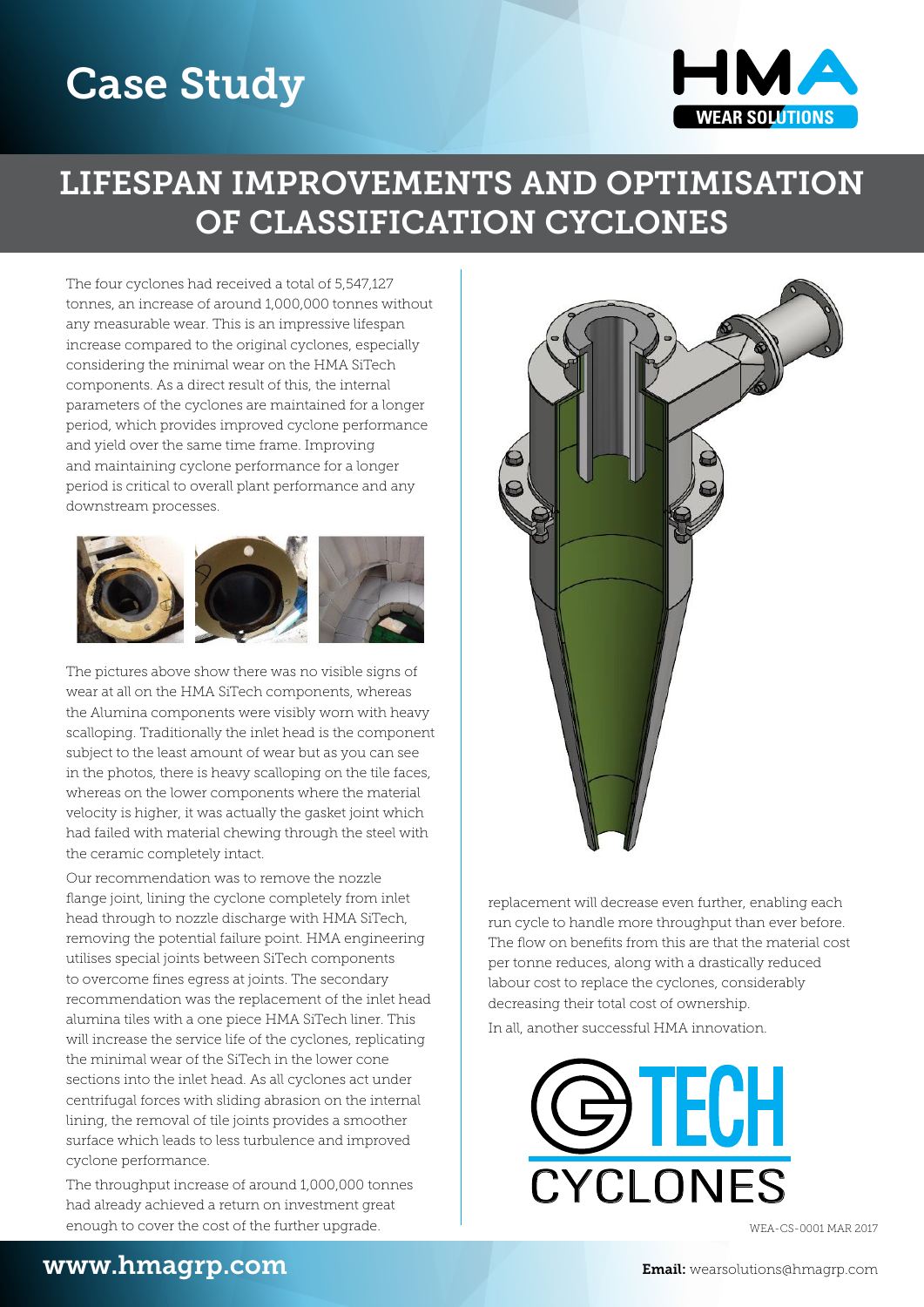# Case Study

## LIFESPAN IMPROVEMENTS AND OPTIMISATION OF CLASSIFICATION CYCLONES

The four cyclones had received a total of 5,547,127 tonnes, an increase of around 1,000,000 tonnes without any measurable wear. This is an impressive lifespan increase compared to the original cyclones, especially considering the minimal wear on the HMA SiTech components. As a direct result of this, the internal parameters of the cyclones are maintained for a longer period, which provides improved cyclone performance and yield over the same time frame. Improving and maintaining cyclone performance for a longer period is critical to overall plant performance and any downstream processes.

The pictures above show there was no visible signs of wear at all on the HMA SiTech components, whereas the Alumina components were visibly worn with heavy scalloping. Traditionally the inlet head is the component subject to the least amount of wear but as you can see in the photos, there is heavy scalloping on the tile faces, whereas on the lower components where the material velocity is higher, it was actually the gasket joint which had failed with material chewing through the steel with the ceramic completely intact.

Our recommendation was to remove the nozzle flange joint, lining the cyclone completely from inlet head through to nozzle discharge with HMA SiTech, removing the potential failure point. HMA engineering utilises special joints between SiTech components to overcome fines egress at joints. The secondary recommendation was the replacement of the inlet head alumina tiles with a one piece HMA SiTech liner. This will increase the service life of the cyclones, replicating the minimal wear of the SiTech in the lower cone sections into the inlet head. As all cyclones act under centrifugal forces with sliding abrasion on the internal lining, the removal of tile joints provides a smoother surface which leads to less turbulence and improved cyclone performance.

The throughput increase of around 1,000,000 tonnes had already achieved a return on investment great enough to cover the cost of the further upgrade.

replacement will decrease even further, enabling each run cycle to handle more throughput than ever before. The flow on benefits from this are that the material cost per tonne reduces, along with a drastically reduced labour cost to replace the cyclones, considerably decreasing their total cost of ownership.

In all, another successful HMA innovation.

WEA-CS-0001 MAR 2017

www.hmagrp.com

**Email:** wearsolutions@hmagrp.com